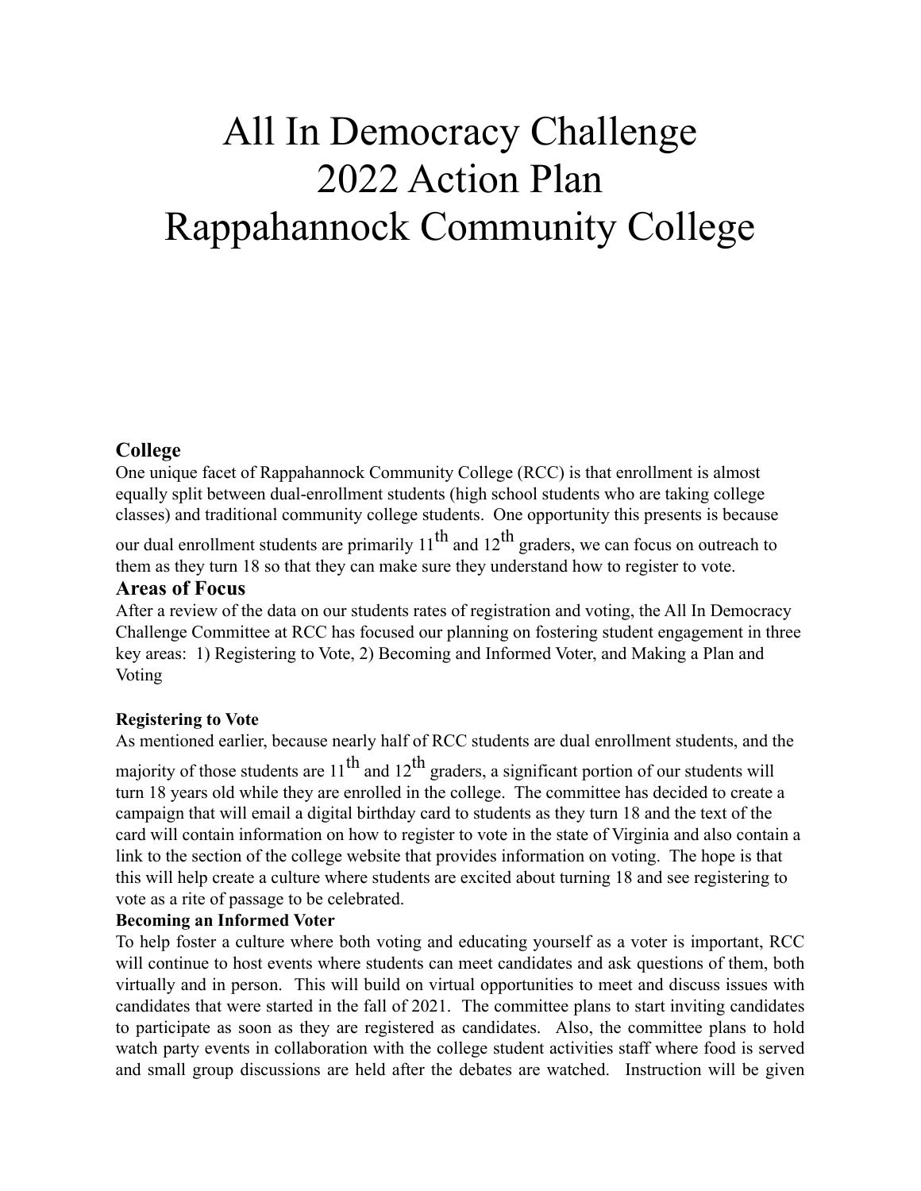# All In Democracy Challenge
# 2022 Action Plan
# Rappahannock Community College

## College

One unique facet of Rappahannock Community College (RCC) is that enrollment is almost equally split between dual-enrollment students (high school students who are taking college classes) and traditional community college students. One opportunity this presents is because our dual enrollment students are primarily $11^{th}$ and $12^{th}$ graders, we can focus on outreach to them as they turn 18 so that they can make sure they understand how to register to vote.

## Areas of Focus

After a review of the data on our students rates of registration and voting, the All In Democracy Challenge Committee at RCC has focused our planning on fostering student engagement in three key areas: 1) Registering to Vote, 2) Becoming and Informed Voter, and Making a Plan and Voting

### Registering to Vote

As mentioned earlier, because nearly half of RCC students are dual enrollment students, and the majority of those students are $11^{th}$ and $12^{th}$ graders, a significant portion of our students will turn 18 years old while they are enrolled in the college. The committee has decided to create a campaign that will email a digital birthday card to students as they turn 18 and the text of the card will contain information on how to register to vote in the state of Virginia and also contain a link to the section of the college website that provides information on voting. The hope is that this will help create a culture where students are excited about turning 18 and see registering to vote as a rite of passage to be celebrated.

### Becoming an Informed Voter

To help foster a culture where both voting and educating yourself as a voter is important, RCC will continue to host events where students can meet candidates and ask questions of them, both virtually and in person. This will build on virtual opportunities to meet and discuss issues with candidates that were started in the fall of 2021. The committee plans to start inviting candidates to participate as soon as they are registered as candidates. Also, the committee plans to hold watch party events in collaboration with the college student activities staff where food is served and small group discussions are held after the debates are watched. Instruction will be given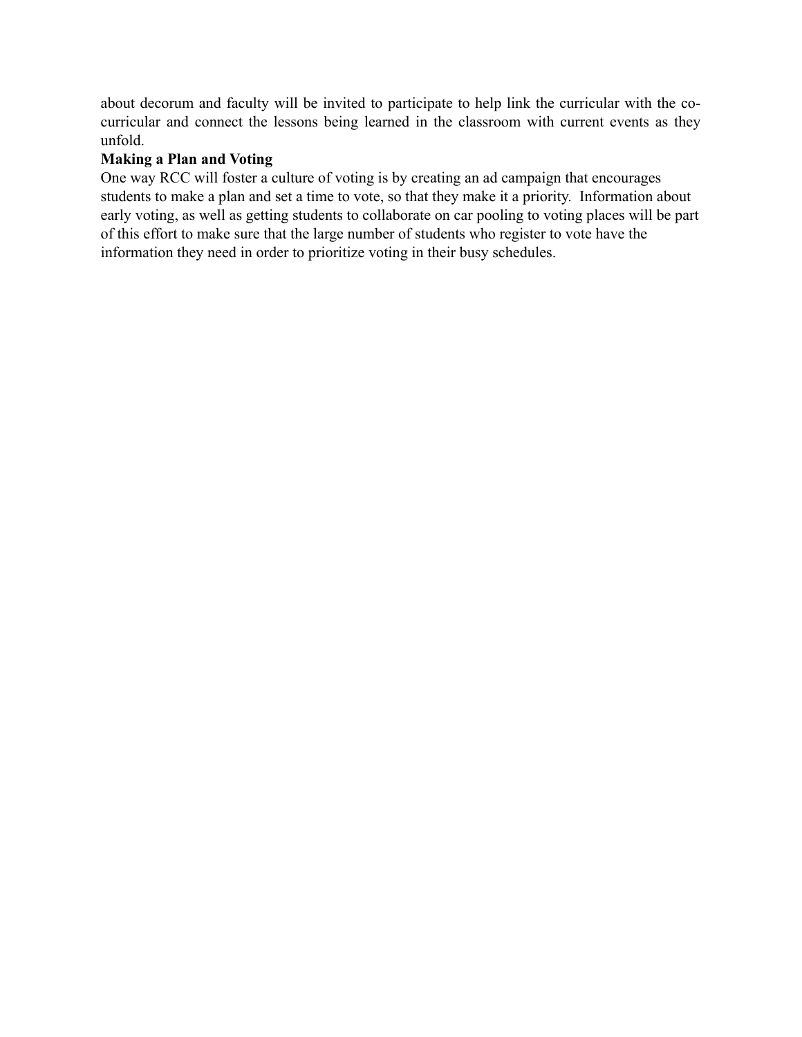about decorum and faculty will be invited to participate to help link the curricular with the co-curricular and connect the lessons being learned in the classroom with current events as they unfold.

**Making a Plan and Voting**

One way RCC will foster a culture of voting is by creating an ad campaign that encourages students to make a plan and set a time to vote, so that they make it a priority. Information about early voting, as well as getting students to collaborate on car pooling to voting places will be part of this effort to make sure that the large number of students who register to vote have the information they need in order to prioritize voting in their busy schedules.